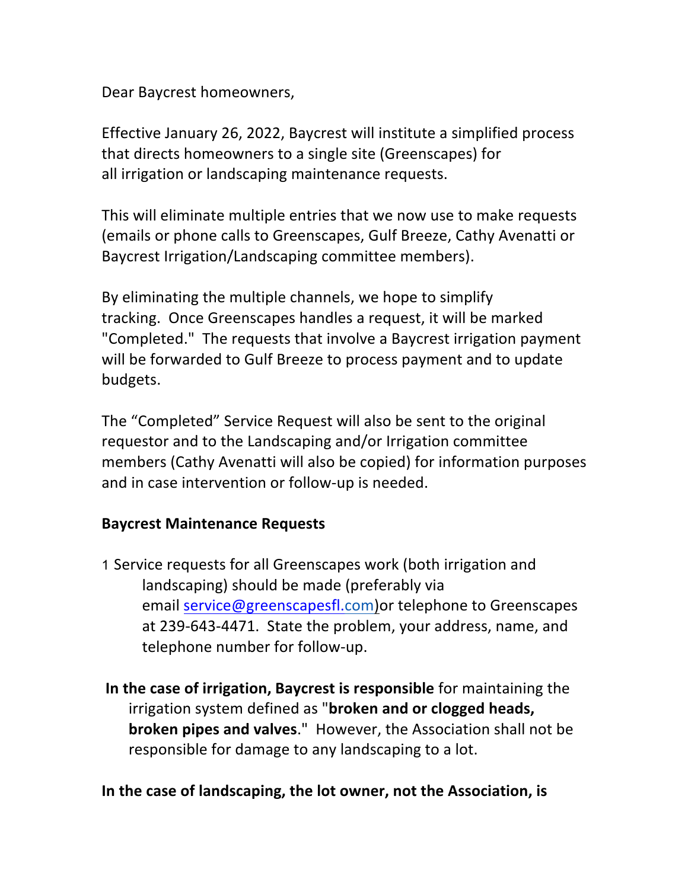Dear Baycrest homeowners,

Effective January 26, 2022, Baycrest will institute a simplified process that directs homeowners to a single site (Greenscapes) for all irrigation or landscaping maintenance requests.

This will eliminate multiple entries that we now use to make requests (emails or phone calls to Greenscapes, Gulf Breeze, Cathy Avenatti or Baycrest Irrigation/Landscaping committee members).

By eliminating the multiple channels, we hope to simplify tracking. Once Greenscapes handles a request, it will be marked "Completed." The requests that involve a Baycrest irrigation payment will be forwarded to Gulf Breeze to process payment and to update budgets.

The "Completed" Service Request will also be sent to the original requestor and to the Landscaping and/or Irrigation committee members (Cathy Avenatti will also be copied) for information purposes and in case intervention or follow-up is needed.

**Baycrest Maintenance Requests**

1 Service requests for all Greenscapes work (both irrigation and landscaping) should be made (preferably via email service@greenscapesfl.com)or telephone to Greenscapes at 239-643-4471. State the problem, your address, name, and telephone number for follow-up.

**In the case of irrigation, Baycrest is responsible** for maintaining the irrigation system defined as "**broken and or clogged heads, broken pipes and valves**." However, the Association shall not be responsible for damage to any landscaping to a lot.

**In the case of landscaping, the lot owner, not the Association, is**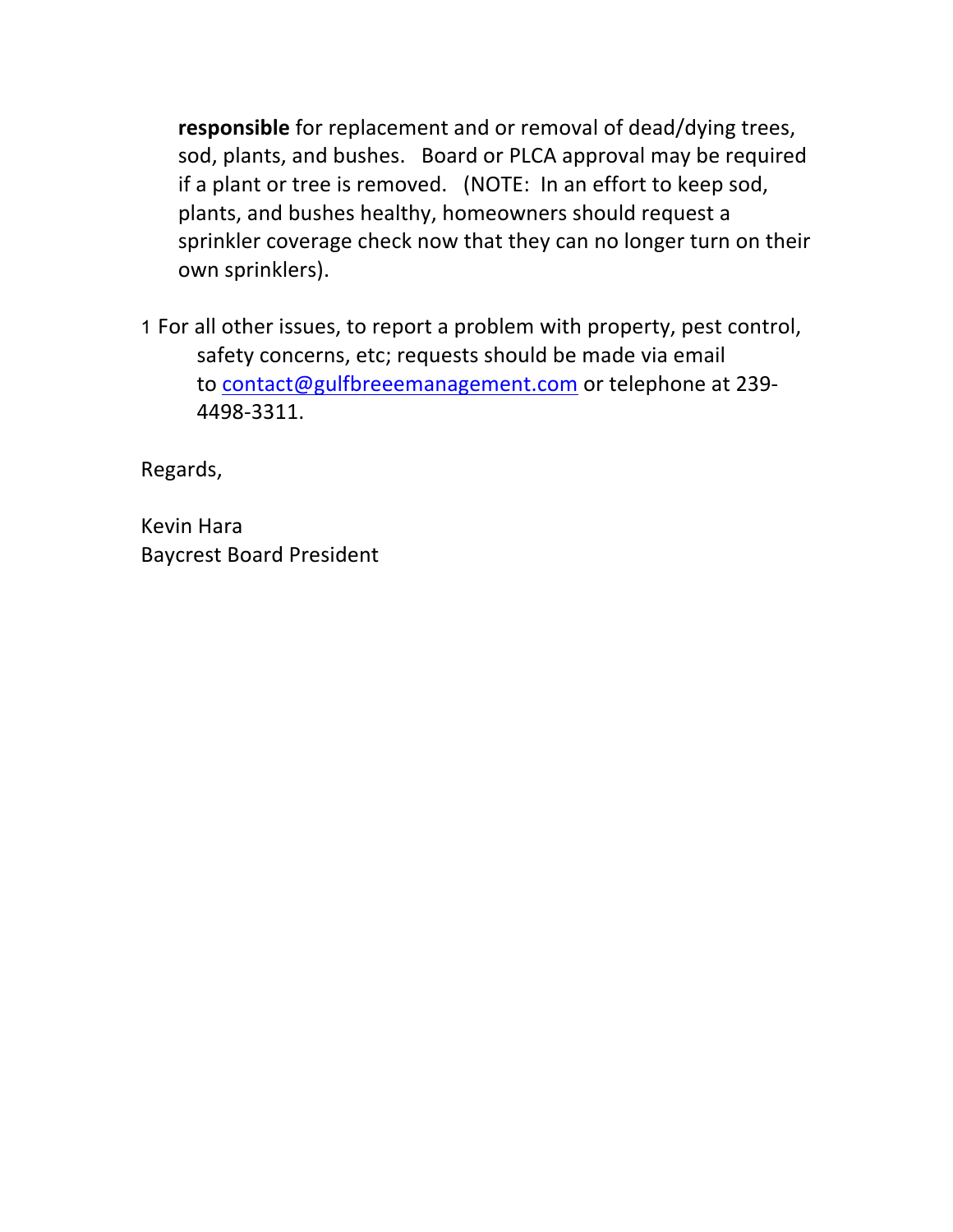**responsible** for replacement and or removal of dead/dying trees, sod, plants, and bushes. Board or PLCA approval may be required if a plant or tree is removed. (NOTE: In an effort to keep sod, plants, and bushes healthy, homeowners should request a sprinkler coverage check now that they can no longer turn on their own sprinklers).

1 For all other issues, to report a problem with property, pest control, safety concerns, etc; requests should be made via email to contact@gulfbreeemanagement.com or telephone at 239-4498-3311.

Regards,

Kevin Hara
Baycrest Board President